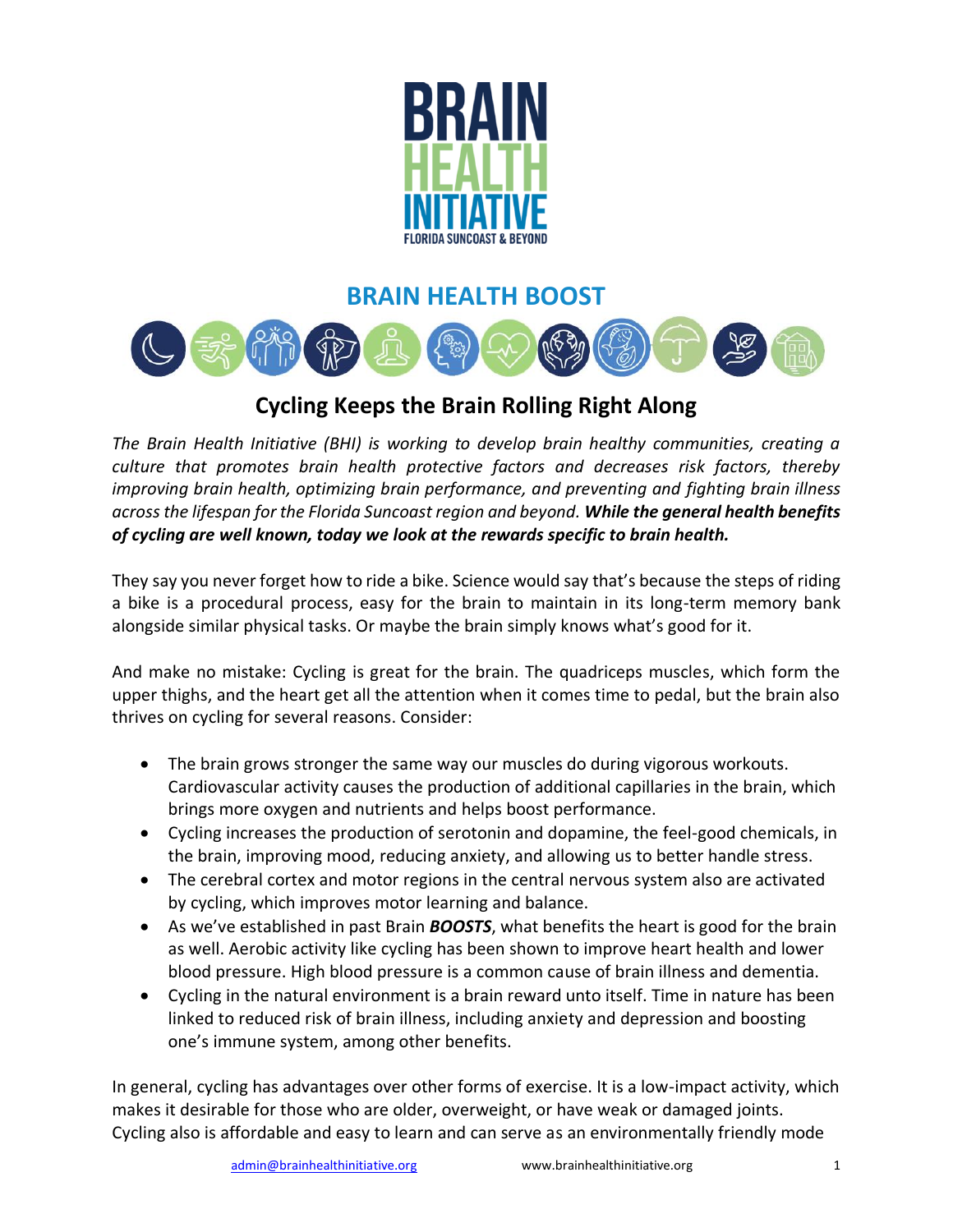# BRAIN HEALTH INITIATIVE

FLORIDA SUNCOAST & BEYOND

## BRAIN HEALTH BOOST

## Cycling Keeps the Brain Rolling Right Along

*The Brain Health Initiative (BHI) is working to develop brain healthy communities, creating a culture that promotes brain health protective factors and decreases risk factors, thereby improving brain health, optimizing brain performance, and preventing and fighting brain illness across the lifespan for the Florida Suncoast region and beyond.* ***While the general health benefits of cycling are well known, today we look at the rewards specific to brain health.***

They say you never forget how to ride a bike. Science would say that's because the steps of riding a bike is a procedural process, easy for the brain to maintain in its long-term memory bank alongside similar physical tasks. Or maybe the brain simply knows what's good for it.

And make no mistake: Cycling is great for the brain. The quadriceps muscles, which form the upper thighs, and the heart get all the attention when it comes time to pedal, but the brain also thrives on cycling for several reasons. Consider:

- The brain grows stronger the same way our muscles do during vigorous workouts. Cardiovascular activity causes the production of additional capillaries in the brain, which brings more oxygen and nutrients and helps boost performance.
- Cycling increases the production of serotonin and dopamine, the feel-good chemicals, in the brain, improving mood, reducing anxiety, and allowing us to better handle stress.
- The cerebral cortex and motor regions in the central nervous system also are activated by cycling, which improves motor learning and balance.
- As we've established in past Brain ***BOOSTS***, what benefits the heart is good for the brain as well. Aerobic activity like cycling has been shown to improve heart health and lower blood pressure. High blood pressure is a common cause of brain illness and dementia.
- Cycling in the natural environment is a brain reward unto itself. Time in nature has been linked to reduced risk of brain illness, including anxiety and depression and boosting one's immune system, among other benefits.

In general, cycling has advantages over other forms of exercise. It is a low-impact activity, which makes it desirable for those who are older, overweight, or have weak or damaged joints. Cycling also is affordable and easy to learn and can serve as an environmentally friendly mode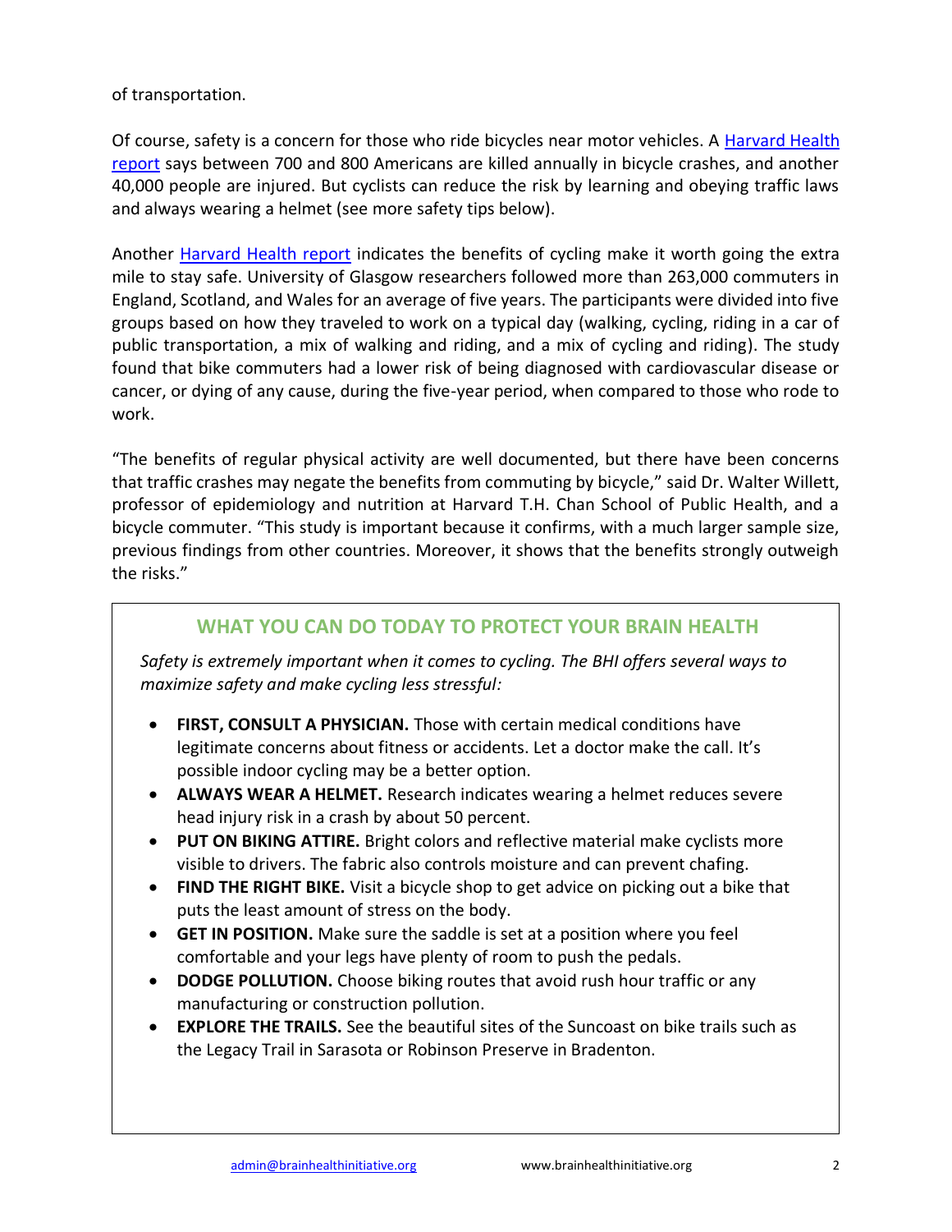of transportation.

Of course, safety is a concern for those who ride bicycles near motor vehicles. A [Harvard Health report](#) says between 700 and 800 Americans are killed annually in bicycle crashes, and another 40,000 people are injured. But cyclists can reduce the risk by learning and obeying traffic laws and always wearing a helmet (see more safety tips below).

Another [Harvard Health report](#) indicates the benefits of cycling make it worth going the extra mile to stay safe. University of Glasgow researchers followed more than 263,000 commuters in England, Scotland, and Wales for an average of five years. The participants were divided into five groups based on how they traveled to work on a typical day (walking, cycling, riding in a car of public transportation, a mix of walking and riding, and a mix of cycling and riding). The study found that bike commuters had a lower risk of being diagnosed with cardiovascular disease or cancer, or dying of any cause, during the five-year period, when compared to those who rode to work.

"The benefits of regular physical activity are well documented, but there have been concerns that traffic crashes may negate the benefits from commuting by bicycle," said Dr. Walter Willett, professor of epidemiology and nutrition at Harvard T.H. Chan School of Public Health, and a bicycle commuter. "This study is important because it confirms, with a much larger sample size, previous findings from other countries. Moreover, it shows that the benefits strongly outweigh the risks."

## WHAT YOU CAN DO TODAY TO PROTECT YOUR BRAIN HEALTH

*Safety is extremely important when it comes to cycling. The BHI offers several ways to maximize safety and make cycling less stressful:*

- **FIRST, CONSULT A PHYSICIAN.** Those with certain medical conditions have legitimate concerns about fitness or accidents. Let a doctor make the call. It's possible indoor cycling may be a better option.
- **ALWAYS WEAR A HELMET.** Research indicates wearing a helmet reduces severe head injury risk in a crash by about 50 percent.
- **PUT ON BIKING ATTIRE.** Bright colors and reflective material make cyclists more visible to drivers. The fabric also controls moisture and can prevent chafing.
- **FIND THE RIGHT BIKE.** Visit a bicycle shop to get advice on picking out a bike that puts the least amount of stress on the body.
- **GET IN POSITION.** Make sure the saddle is set at a position where you feel comfortable and your legs have plenty of room to push the pedals.
- **DODGE POLLUTION.** Choose biking routes that avoid rush hour traffic or any manufacturing or construction pollution.
- **EXPLORE THE TRAILS.** See the beautiful sites of the Suncoast on bike trails such as the Legacy Trail in Sarasota or Robinson Preserve in Bradenton.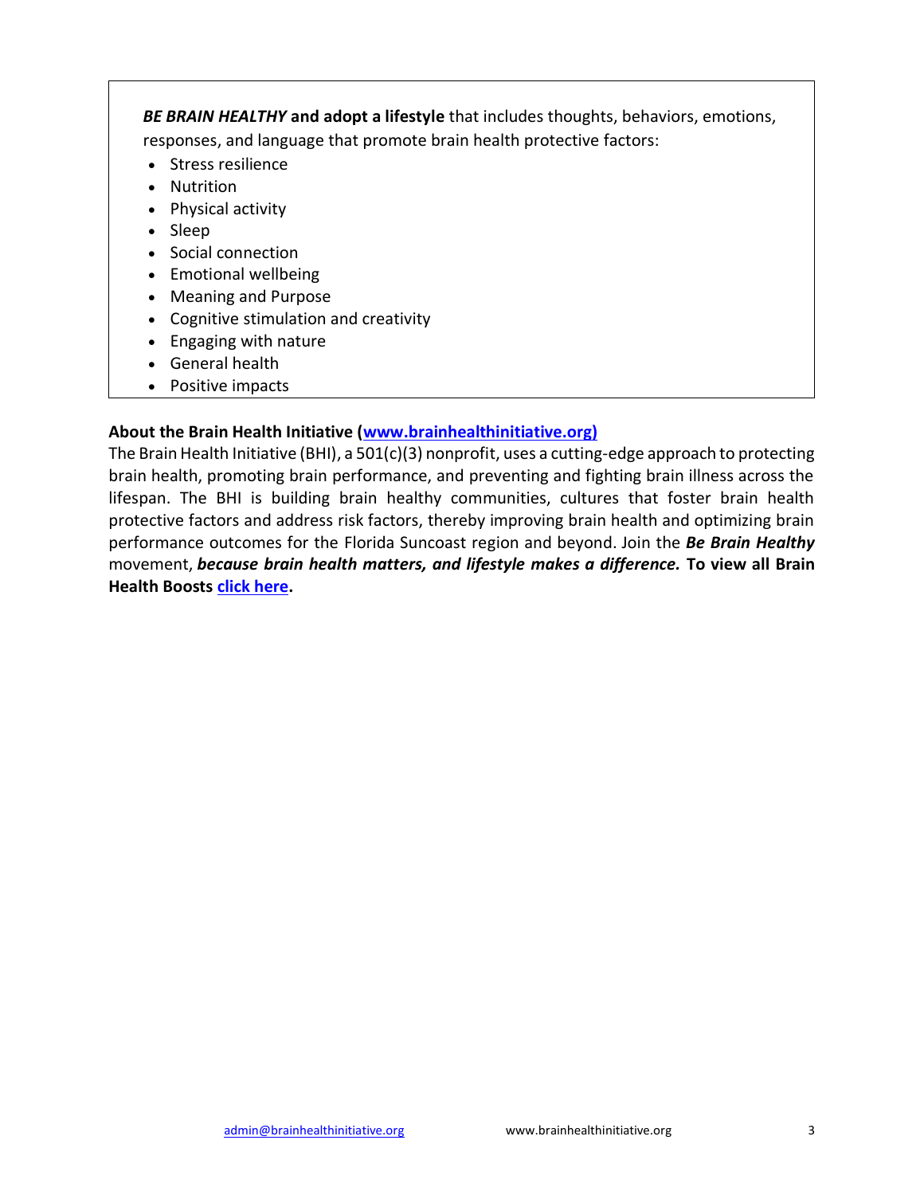***BE BRAIN HEALTHY* and adopt a lifestyle** that includes thoughts, behaviors, emotions, responses, and language that promote brain health protective factors:

- Stress resilience
- Nutrition
- Physical activity
- Sleep
- Social connection
- Emotional wellbeing
- Meaning and Purpose
- Cognitive stimulation and creativity
- Engaging with nature
- General health
- Positive impacts

**About the Brain Health Initiative (www.brainhealthinitiative.org)**

The Brain Health Initiative (BHI), a 501(c)(3) nonprofit, uses a cutting-edge approach to protecting brain health, promoting brain performance, and preventing and fighting brain illness across the lifespan. The BHI is building brain healthy communities, cultures that foster brain health protective factors and address risk factors, thereby improving brain health and optimizing brain performance outcomes for the Florida Suncoast region and beyond. Join the ***Be Brain Healthy*** movement, ***because brain health matters, and lifestyle makes a difference.*** **To view all Brain Health Boosts click here.**